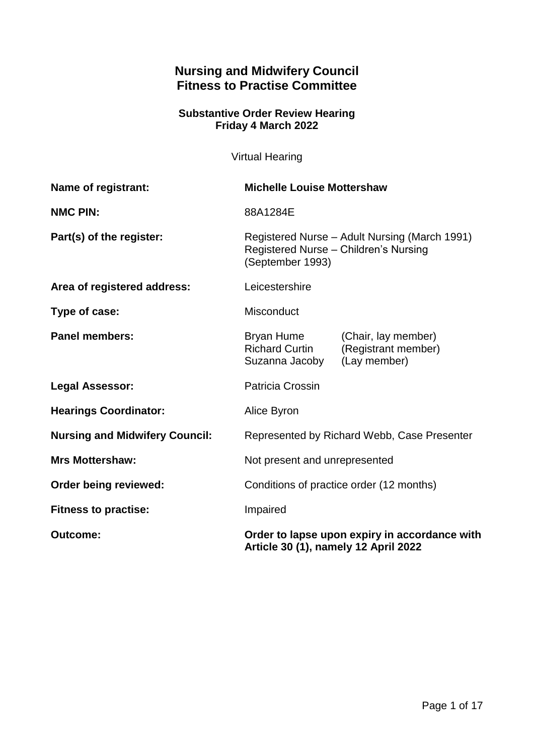# Nursing and Midwifery Council
# Fitness to Practise Committee

### Substantive Order Review Hearing
### Friday 4 March 2022

Virtual Hearing

| | |
|---|---|
| **Name of registrant:** | **Michelle Louise Mottershaw** |
| **NMC PIN:** | 88A1284E |
| **Part(s) of the register:** | Registered Nurse – Adult Nursing (March 1991)<br>Registered Nurse – Children's Nursing (September 1993) |
| **Area of registered address:** | Leicestershire |
| **Type of case:** | Misconduct |
| **Panel members:** | Bryan Hume (Chair, lay member)<br>Richard Curtin (Registrant member)<br>Suzanna Jacoby (Lay member) |
| **Legal Assessor:** | Patricia Crossin |
| **Hearings Coordinator:** | Alice Byron |
| **Nursing and Midwifery Council:** | Represented by Richard Webb, Case Presenter |
| **Mrs Mottershaw:** | Not present and unrepresented |
| **Order being reviewed:** | Conditions of practice order (12 months) |
| **Fitness to practise:** | Impaired |
| **Outcome:** | **Order to lapse upon expiry in accordance with Article 30 (1), namely 12 April 2022** |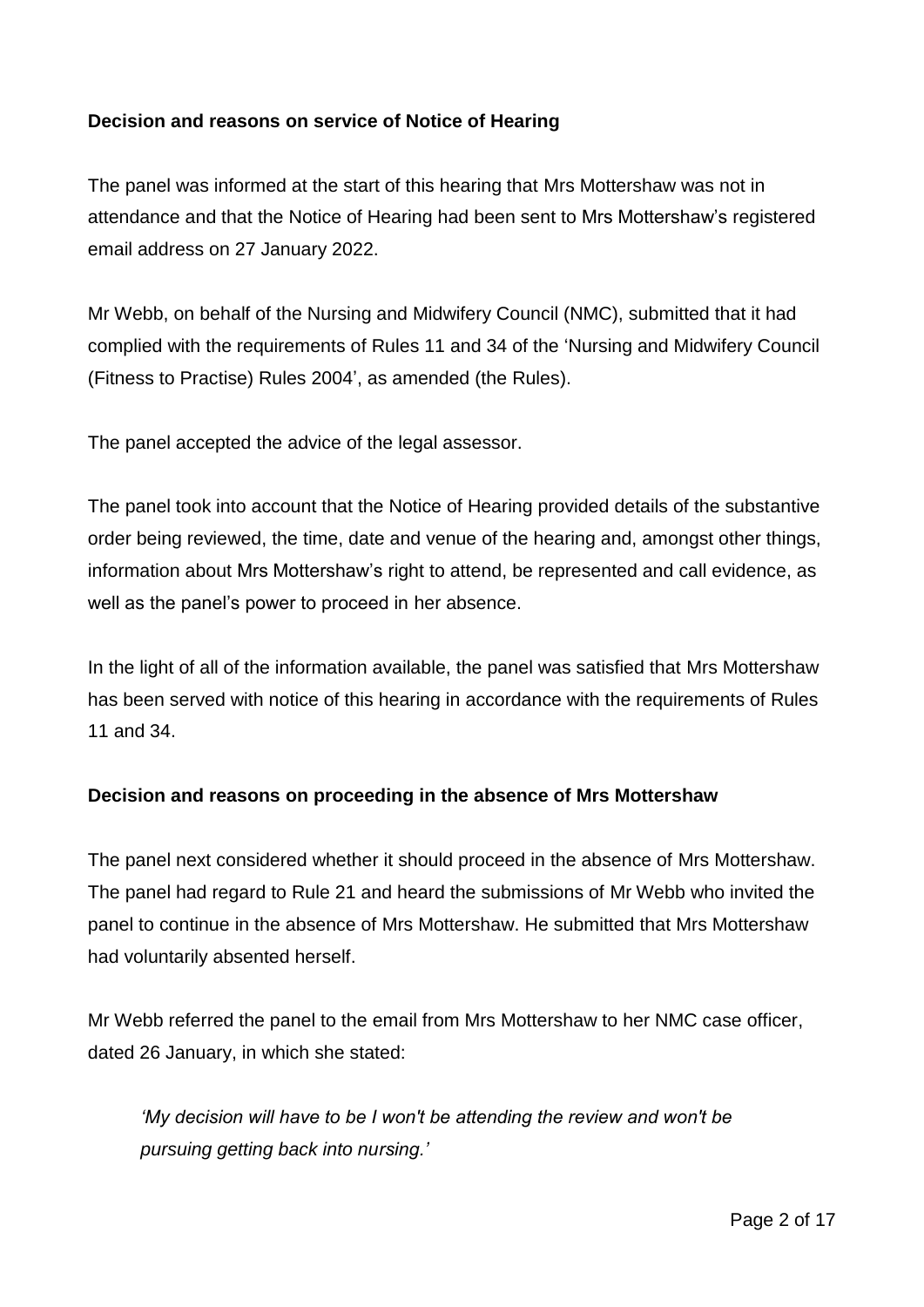**Decision and reasons on service of Notice of Hearing**

The panel was informed at the start of this hearing that Mrs Mottershaw was not in attendance and that the Notice of Hearing had been sent to Mrs Mottershaw's registered email address on 27 January 2022.

Mr Webb, on behalf of the Nursing and Midwifery Council (NMC), submitted that it had complied with the requirements of Rules 11 and 34 of the 'Nursing and Midwifery Council (Fitness to Practise) Rules 2004', as amended (the Rules).

The panel accepted the advice of the legal assessor.

The panel took into account that the Notice of Hearing provided details of the substantive order being reviewed, the time, date and venue of the hearing and, amongst other things, information about Mrs Mottershaw's right to attend, be represented and call evidence, as well as the panel's power to proceed in her absence.

In the light of all of the information available, the panel was satisfied that Mrs Mottershaw has been served with notice of this hearing in accordance with the requirements of Rules 11 and 34.

**Decision and reasons on proceeding in the absence of Mrs Mottershaw**

The panel next considered whether it should proceed in the absence of Mrs Mottershaw. The panel had regard to Rule 21 and heard the submissions of Mr Webb who invited the panel to continue in the absence of Mrs Mottershaw. He submitted that Mrs Mottershaw had voluntarily absented herself.

Mr Webb referred the panel to the email from Mrs Mottershaw to her NMC case officer, dated 26 January, in which she stated:

> *'My decision will have to be I won't be attending the review and won't be pursuing getting back into nursing.'*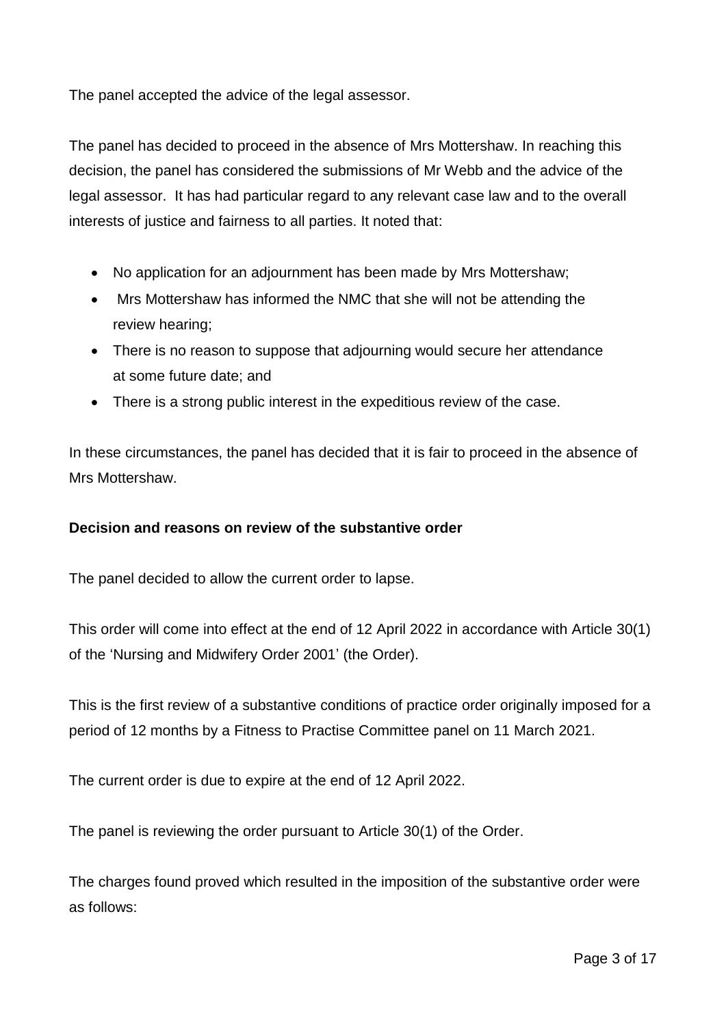The panel accepted the advice of the legal assessor.

The panel has decided to proceed in the absence of Mrs Mottershaw. In reaching this decision, the panel has considered the submissions of Mr Webb and the advice of the legal assessor. It has had particular regard to any relevant case law and to the overall interests of justice and fairness to all parties. It noted that:

- No application for an adjournment has been made by Mrs Mottershaw;
- Mrs Mottershaw has informed the NMC that she will not be attending the review hearing;
- There is no reason to suppose that adjourning would secure her attendance at some future date; and
- There is a strong public interest in the expeditious review of the case.

In these circumstances, the panel has decided that it is fair to proceed in the absence of Mrs Mottershaw.

**Decision and reasons on review of the substantive order**

The panel decided to allow the current order to lapse.

This order will come into effect at the end of 12 April 2022 in accordance with Article 30(1) of the 'Nursing and Midwifery Order 2001' (the Order).

This is the first review of a substantive conditions of practice order originally imposed for a period of 12 months by a Fitness to Practise Committee panel on 11 March 2021.

The current order is due to expire at the end of 12 April 2022.

The panel is reviewing the order pursuant to Article 30(1) of the Order.

The charges found proved which resulted in the imposition of the substantive order were as follows: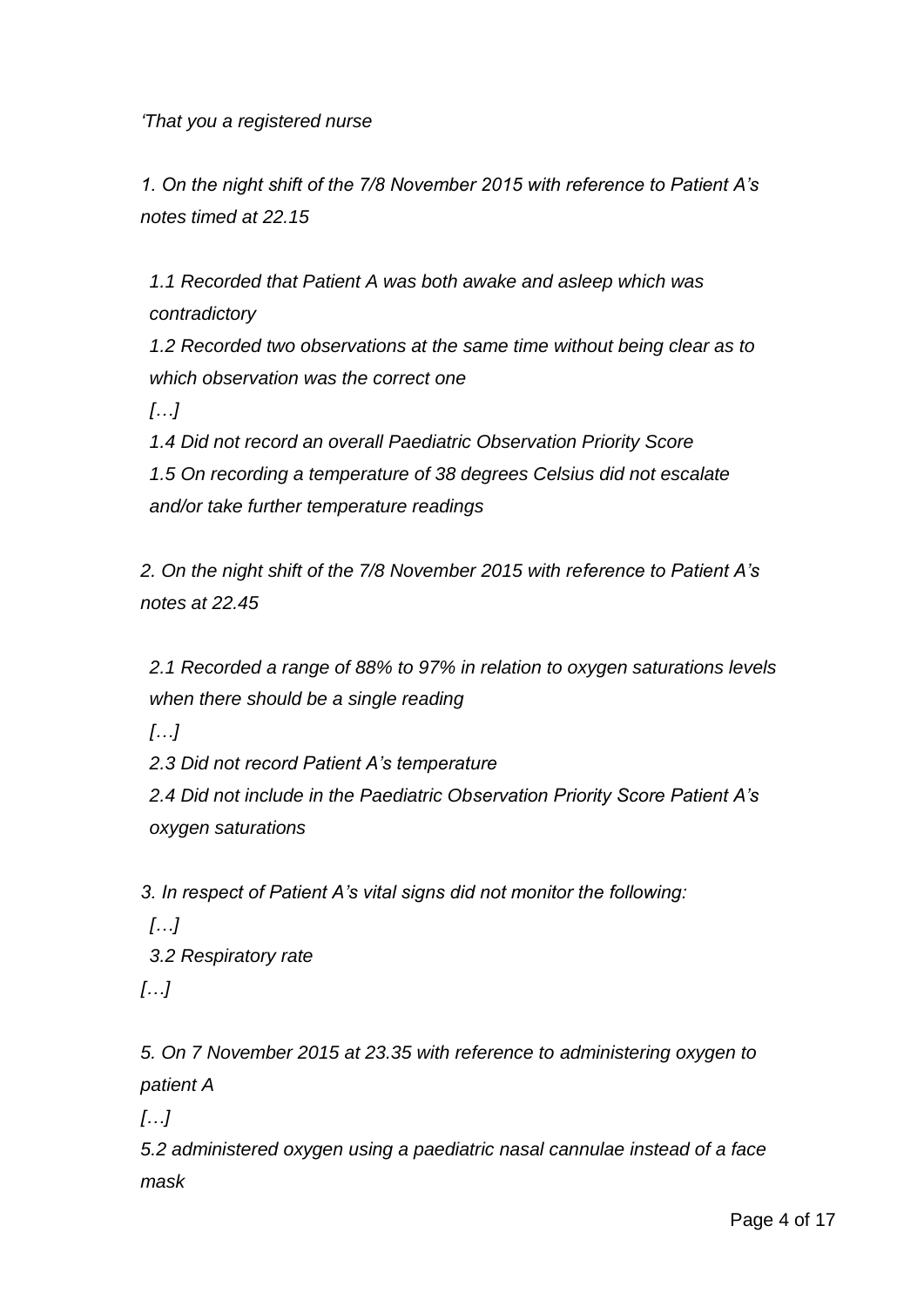*'That you a registered nurse*

*1. On the night shift of the 7/8 November 2015 with reference to Patient A's notes timed at 22.15*

*1.1 Recorded that Patient A was both awake and asleep which was contradictory*

*1.2 Recorded two observations at the same time without being clear as to which observation was the correct one*

*[…]*

*1.4 Did not record an overall Paediatric Observation Priority Score*

*1.5 On recording a temperature of 38 degrees Celsius did not escalate and/or take further temperature readings*

*2. On the night shift of the 7/8 November 2015 with reference to Patient A's notes at 22.45*

*2.1 Recorded a range of 88% to 97% in relation to oxygen saturations levels when there should be a single reading*

*[…]*

*2.3 Did not record Patient A's temperature*

*2.4 Did not include in the Paediatric Observation Priority Score Patient A's oxygen saturations*

*3. In respect of Patient A's vital signs did not monitor the following:*

*[…]*

*3.2 Respiratory rate*

*[…]*

*5. On 7 November 2015 at 23.35 with reference to administering oxygen to patient A*

*[…]*

*5.2 administered oxygen using a paediatric nasal cannulae instead of a face mask*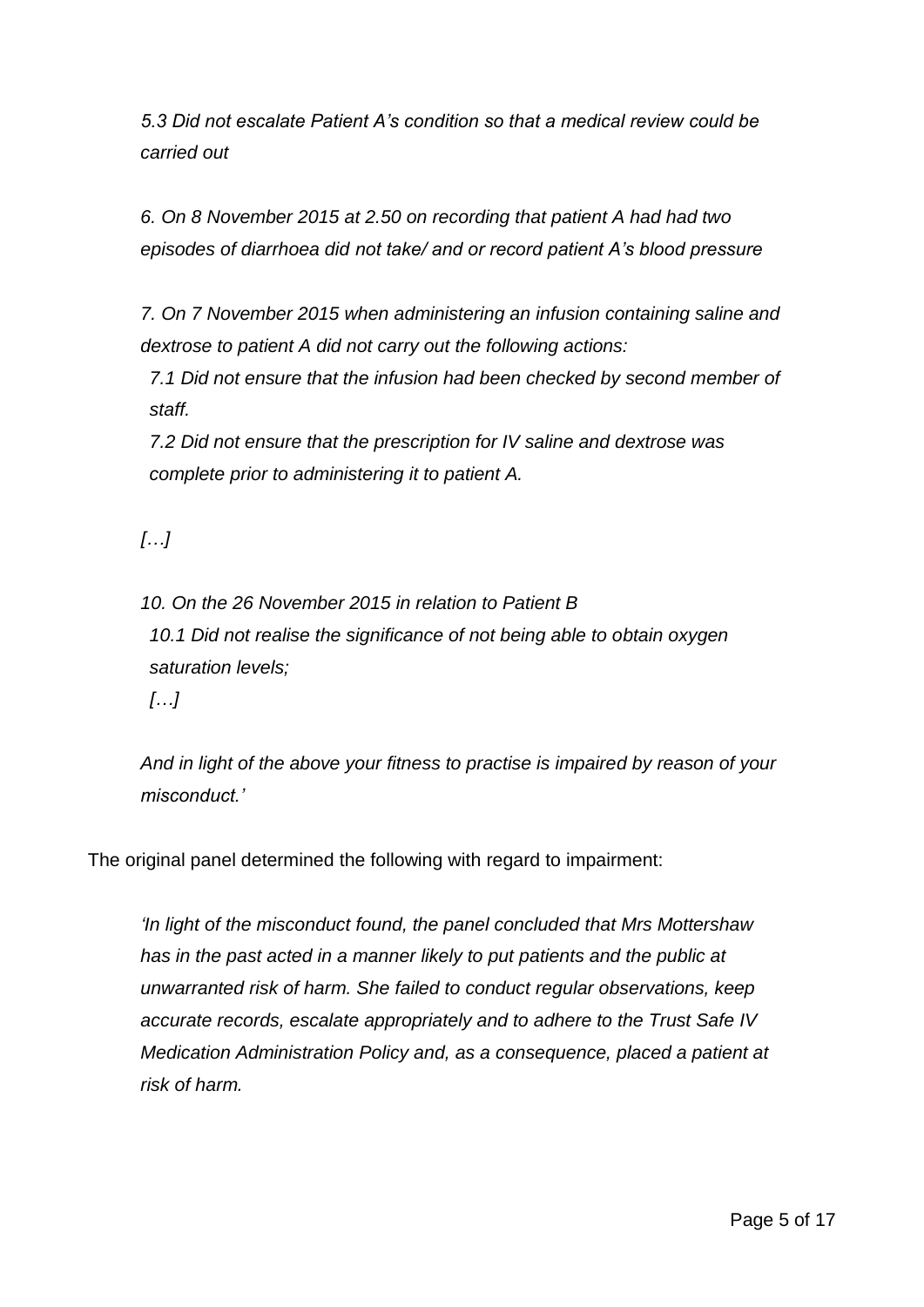*5.3 Did not escalate Patient A's condition so that a medical review could be carried out*

*6. On 8 November 2015 at 2.50 on recording that patient A had had two episodes of diarrhoea did not take/ and or record patient A's blood pressure*

*7. On 7 November 2015 when administering an infusion containing saline and dextrose to patient A did not carry out the following actions:*

*7.1 Did not ensure that the infusion had been checked by second member of staff.*

*7.2 Did not ensure that the prescription for IV saline and dextrose was complete prior to administering it to patient A.*

*[…]*

*10. On the 26 November 2015 in relation to Patient B*

*10.1 Did not realise the significance of not being able to obtain oxygen saturation levels;*

*[…]*

*And in light of the above your fitness to practise is impaired by reason of your misconduct.'*

The original panel determined the following with regard to impairment:

*'In light of the misconduct found, the panel concluded that Mrs Mottershaw has in the past acted in a manner likely to put patients and the public at unwarranted risk of harm. She failed to conduct regular observations, keep accurate records, escalate appropriately and to adhere to the Trust Safe IV Medication Administration Policy and, as a consequence, placed a patient at risk of harm.*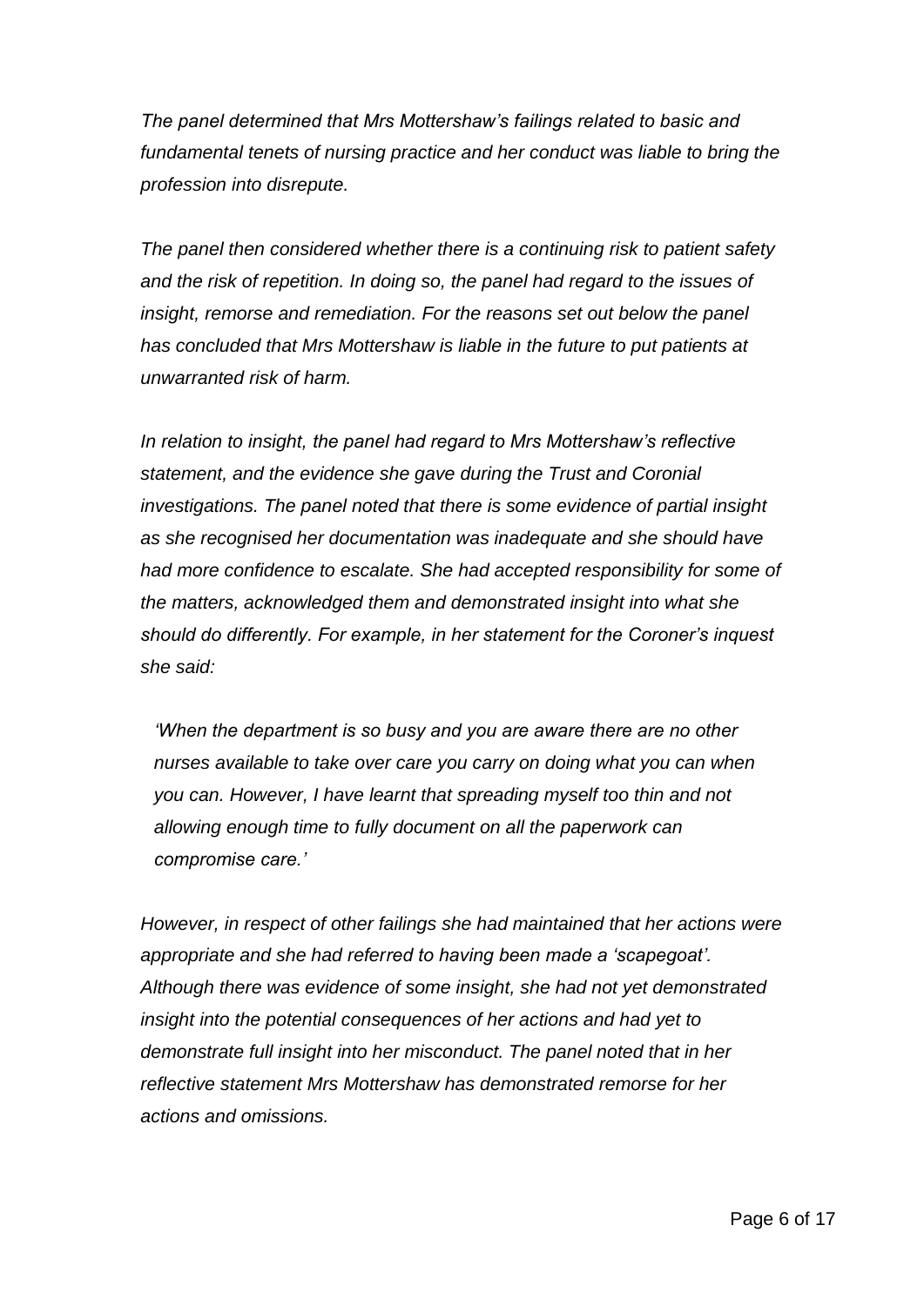*The panel determined that Mrs Mottershaw's failings related to basic and fundamental tenets of nursing practice and her conduct was liable to bring the profession into disrepute.*

*The panel then considered whether there is a continuing risk to patient safety and the risk of repetition. In doing so, the panel had regard to the issues of insight, remorse and remediation. For the reasons set out below the panel has concluded that Mrs Mottershaw is liable in the future to put patients at unwarranted risk of harm.*

*In relation to insight, the panel had regard to Mrs Mottershaw's reflective statement, and the evidence she gave during the Trust and Coronial investigations. The panel noted that there is some evidence of partial insight as she recognised her documentation was inadequate and she should have had more confidence to escalate. She had accepted responsibility for some of the matters, acknowledged them and demonstrated insight into what she should do differently. For example, in her statement for the Coroner's inquest she said:*

> *'When the department is so busy and you are aware there are no other nurses available to take over care you carry on doing what you can when you can. However, I have learnt that spreading myself too thin and not allowing enough time to fully document on all the paperwork can compromise care.'*

*However, in respect of other failings she had maintained that her actions were appropriate and she had referred to having been made a 'scapegoat'. Although there was evidence of some insight, she had not yet demonstrated insight into the potential consequences of her actions and had yet to demonstrate full insight into her misconduct. The panel noted that in her reflective statement Mrs Mottershaw has demonstrated remorse for her actions and omissions.*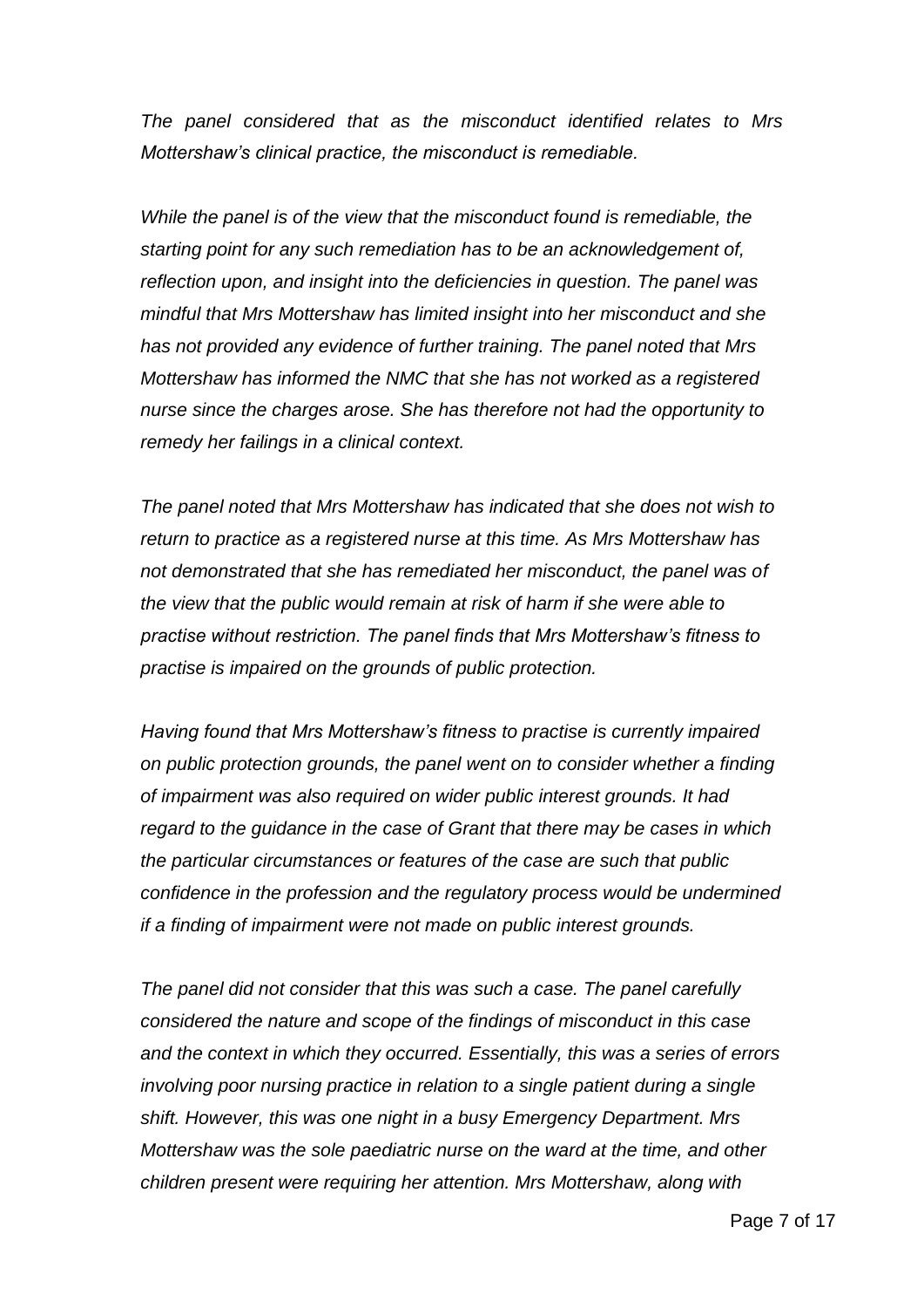*The panel considered that as the misconduct identified relates to Mrs Mottershaw's clinical practice, the misconduct is remediable.*

*While the panel is of the view that the misconduct found is remediable, the starting point for any such remediation has to be an acknowledgement of, reflection upon, and insight into the deficiencies in question. The panel was mindful that Mrs Mottershaw has limited insight into her misconduct and she has not provided any evidence of further training. The panel noted that Mrs Mottershaw has informed the NMC that she has not worked as a registered nurse since the charges arose. She has therefore not had the opportunity to remedy her failings in a clinical context.*

*The panel noted that Mrs Mottershaw has indicated that she does not wish to return to practice as a registered nurse at this time. As Mrs Mottershaw has not demonstrated that she has remediated her misconduct, the panel was of the view that the public would remain at risk of harm if she were able to practise without restriction. The panel finds that Mrs Mottershaw's fitness to practise is impaired on the grounds of public protection.*

*Having found that Mrs Mottershaw's fitness to practise is currently impaired on public protection grounds, the panel went on to consider whether a finding of impairment was also required on wider public interest grounds. It had regard to the guidance in the case of Grant that there may be cases in which the particular circumstances or features of the case are such that public confidence in the profession and the regulatory process would be undermined if a finding of impairment were not made on public interest grounds.*

*The panel did not consider that this was such a case. The panel carefully considered the nature and scope of the findings of misconduct in this case and the context in which they occurred. Essentially, this was a series of errors involving poor nursing practice in relation to a single patient during a single shift. However, this was one night in a busy Emergency Department. Mrs Mottershaw was the sole paediatric nurse on the ward at the time, and other children present were requiring her attention. Mrs Mottershaw, along with*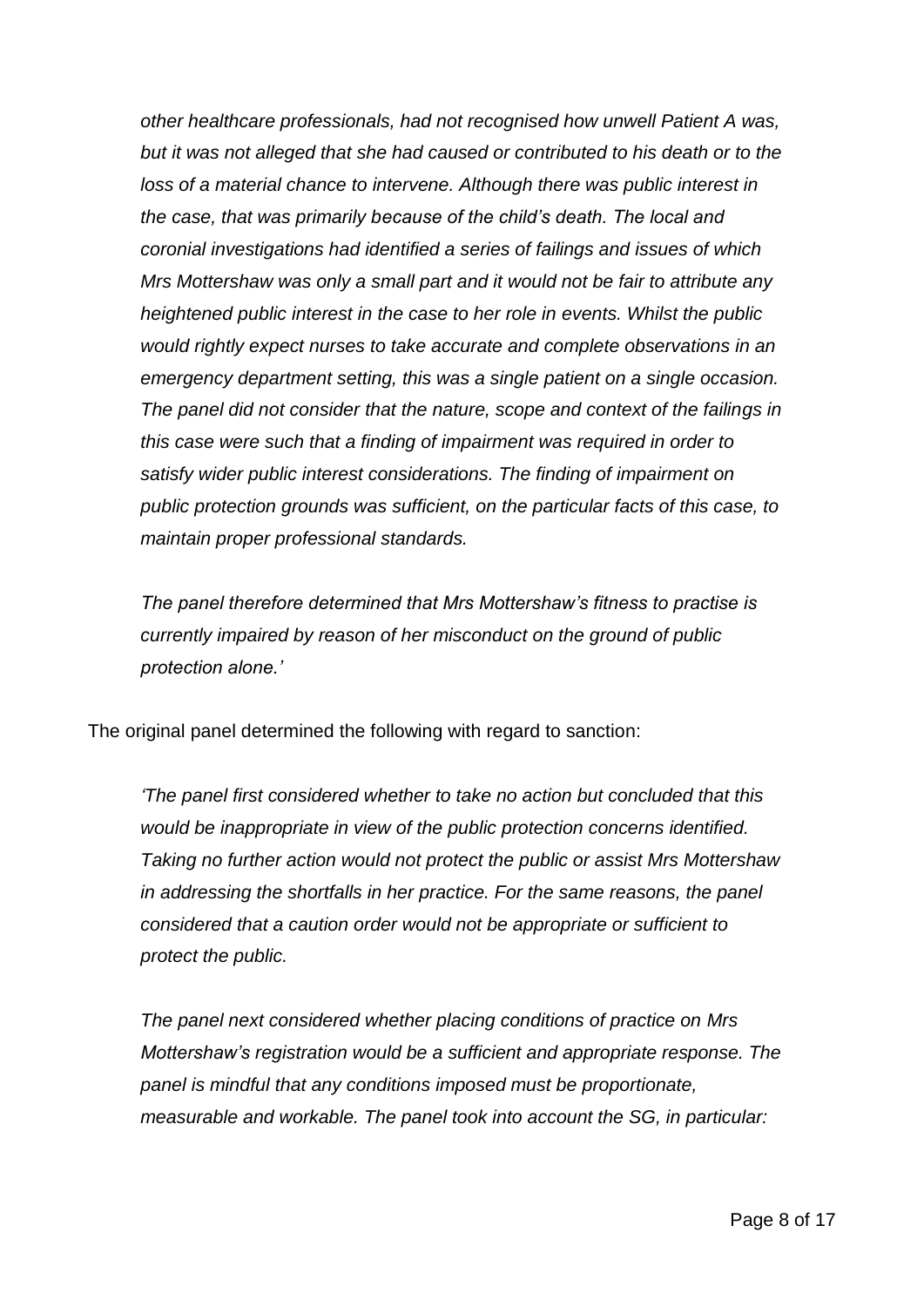*other healthcare professionals, had not recognised how unwell Patient A was, but it was not alleged that she had caused or contributed to his death or to the loss of a material chance to intervene. Although there was public interest in the case, that was primarily because of the child's death. The local and coronial investigations had identified a series of failings and issues of which Mrs Mottershaw was only a small part and it would not be fair to attribute any heightened public interest in the case to her role in events. Whilst the public would rightly expect nurses to take accurate and complete observations in an emergency department setting, this was a single patient on a single occasion. The panel did not consider that the nature, scope and context of the failings in this case were such that a finding of impairment was required in order to satisfy wider public interest considerations. The finding of impairment on public protection grounds was sufficient, on the particular facts of this case, to maintain proper professional standards.*

*The panel therefore determined that Mrs Mottershaw's fitness to practise is currently impaired by reason of her misconduct on the ground of public protection alone.'*

The original panel determined the following with regard to sanction:

*'The panel first considered whether to take no action but concluded that this would be inappropriate in view of the public protection concerns identified. Taking no further action would not protect the public or assist Mrs Mottershaw in addressing the shortfalls in her practice. For the same reasons, the panel considered that a caution order would not be appropriate or sufficient to protect the public.*

*The panel next considered whether placing conditions of practice on Mrs Mottershaw's registration would be a sufficient and appropriate response. The panel is mindful that any conditions imposed must be proportionate, measurable and workable. The panel took into account the SG, in particular:*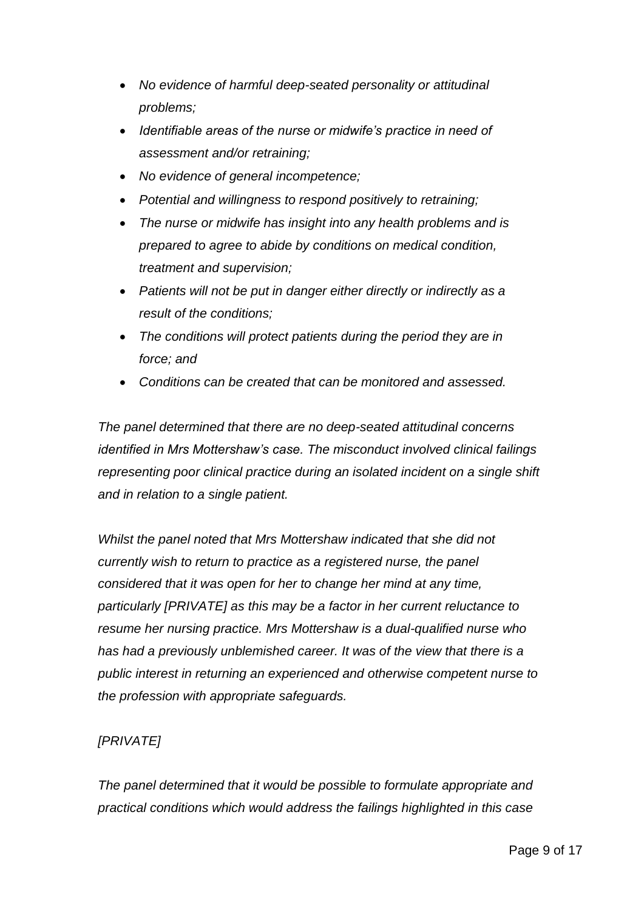- *No evidence of harmful deep-seated personality or attitudinal problems;*
- *Identifiable areas of the nurse or midwife's practice in need of assessment and/or retraining;*
- *No evidence of general incompetence;*
- *Potential and willingness to respond positively to retraining;*
- *The nurse or midwife has insight into any health problems and is prepared to agree to abide by conditions on medical condition, treatment and supervision;*
- *Patients will not be put in danger either directly or indirectly as a result of the conditions;*
- *The conditions will protect patients during the period they are in force; and*
- *Conditions can be created that can be monitored and assessed.*

*The panel determined that there are no deep-seated attitudinal concerns identified in Mrs Mottershaw's case. The misconduct involved clinical failings representing poor clinical practice during an isolated incident on a single shift and in relation to a single patient.*

*Whilst the panel noted that Mrs Mottershaw indicated that she did not currently wish to return to practice as a registered nurse, the panel considered that it was open for her to change her mind at any time, particularly [PRIVATE] as this may be a factor in her current reluctance to resume her nursing practice. Mrs Mottershaw is a dual-qualified nurse who has had a previously unblemished career. It was of the view that there is a public interest in returning an experienced and otherwise competent nurse to the profession with appropriate safeguards.*

*[PRIVATE]*

*The panel determined that it would be possible to formulate appropriate and practical conditions which would address the failings highlighted in this case*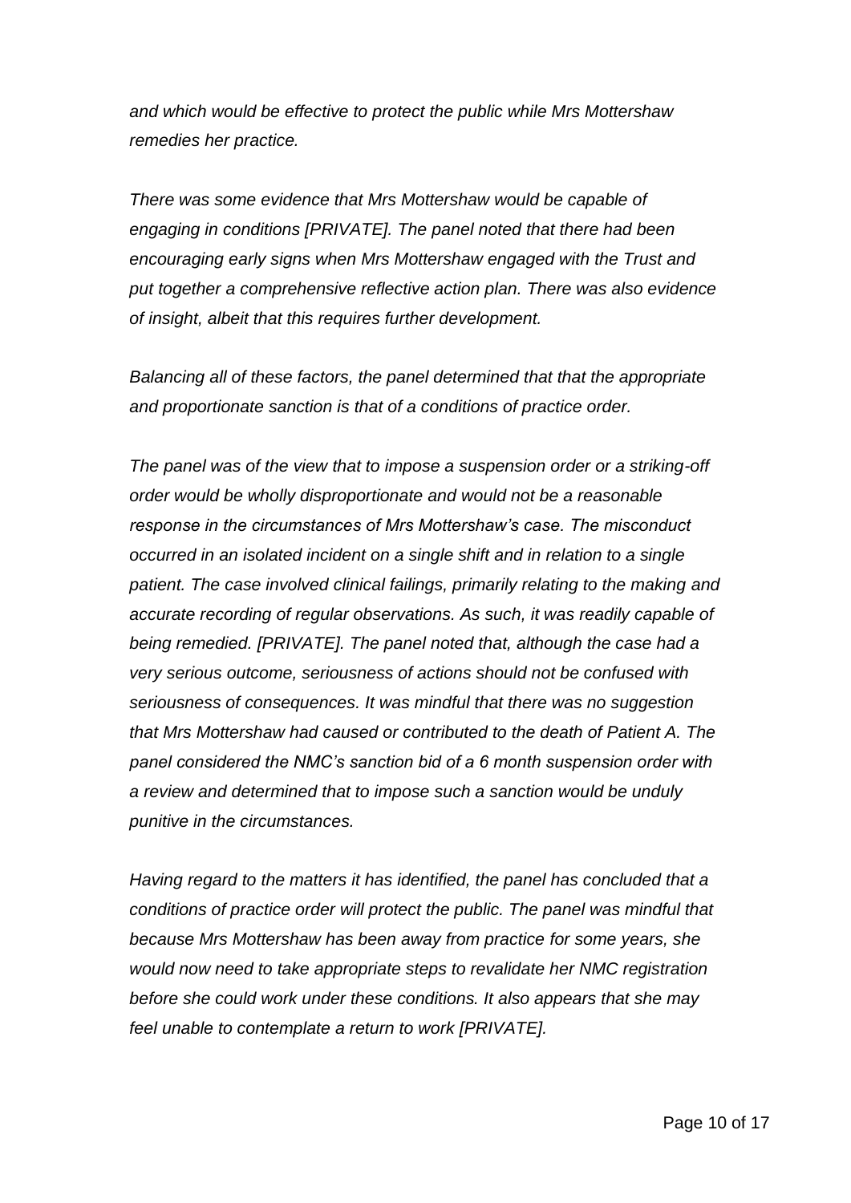*and which would be effective to protect the public while Mrs Mottershaw remedies her practice.*

*There was some evidence that Mrs Mottershaw would be capable of engaging in conditions [PRIVATE]. The panel noted that there had been encouraging early signs when Mrs Mottershaw engaged with the Trust and put together a comprehensive reflective action plan. There was also evidence of insight, albeit that this requires further development.*

*Balancing all of these factors, the panel determined that that the appropriate and proportionate sanction is that of a conditions of practice order.*

*The panel was of the view that to impose a suspension order or a striking-off order would be wholly disproportionate and would not be a reasonable response in the circumstances of Mrs Mottershaw's case. The misconduct occurred in an isolated incident on a single shift and in relation to a single patient. The case involved clinical failings, primarily relating to the making and accurate recording of regular observations. As such, it was readily capable of being remedied. [PRIVATE]. The panel noted that, although the case had a very serious outcome, seriousness of actions should not be confused with seriousness of consequences. It was mindful that there was no suggestion that Mrs Mottershaw had caused or contributed to the death of Patient A. The panel considered the NMC's sanction bid of a 6 month suspension order with a review and determined that to impose such a sanction would be unduly punitive in the circumstances.*

*Having regard to the matters it has identified, the panel has concluded that a conditions of practice order will protect the public. The panel was mindful that because Mrs Mottershaw has been away from practice for some years, she would now need to take appropriate steps to revalidate her NMC registration before she could work under these conditions. It also appears that she may feel unable to contemplate a return to work [PRIVATE].*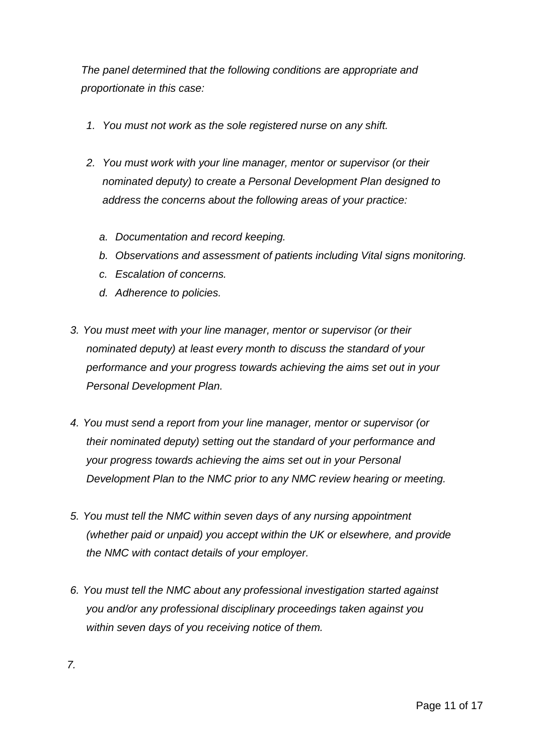*The panel determined that the following conditions are appropriate and proportionate in this case:*

1. *You must not work as the sole registered nurse on any shift.*

2. *You must work with your line manager, mentor or supervisor (or their nominated deputy) to create a Personal Development Plan designed to address the concerns about the following areas of your practice:*

    a. *Documentation and record keeping.*
    b. *Observations and assessment of patients including Vital signs monitoring.*
    c. *Escalation of concerns.*
    d. *Adherence to policies.*

3. *You must meet with your line manager, mentor or supervisor (or their nominated deputy) at least every month to discuss the standard of your performance and your progress towards achieving the aims set out in your Personal Development Plan.*

4. *You must send a report from your line manager, mentor or supervisor (or their nominated deputy) setting out the standard of your performance and your progress towards achieving the aims set out in your Personal Development Plan to the NMC prior to any NMC review hearing or meeting.*

5. *You must tell the NMC within seven days of any nursing appointment (whether paid or unpaid) you accept within the UK or elsewhere, and provide the NMC with contact details of your employer.*

6. *You must tell the NMC about any professional investigation started against you and/or any professional disciplinary proceedings taken against you within seven days of you receiving notice of them.*

7.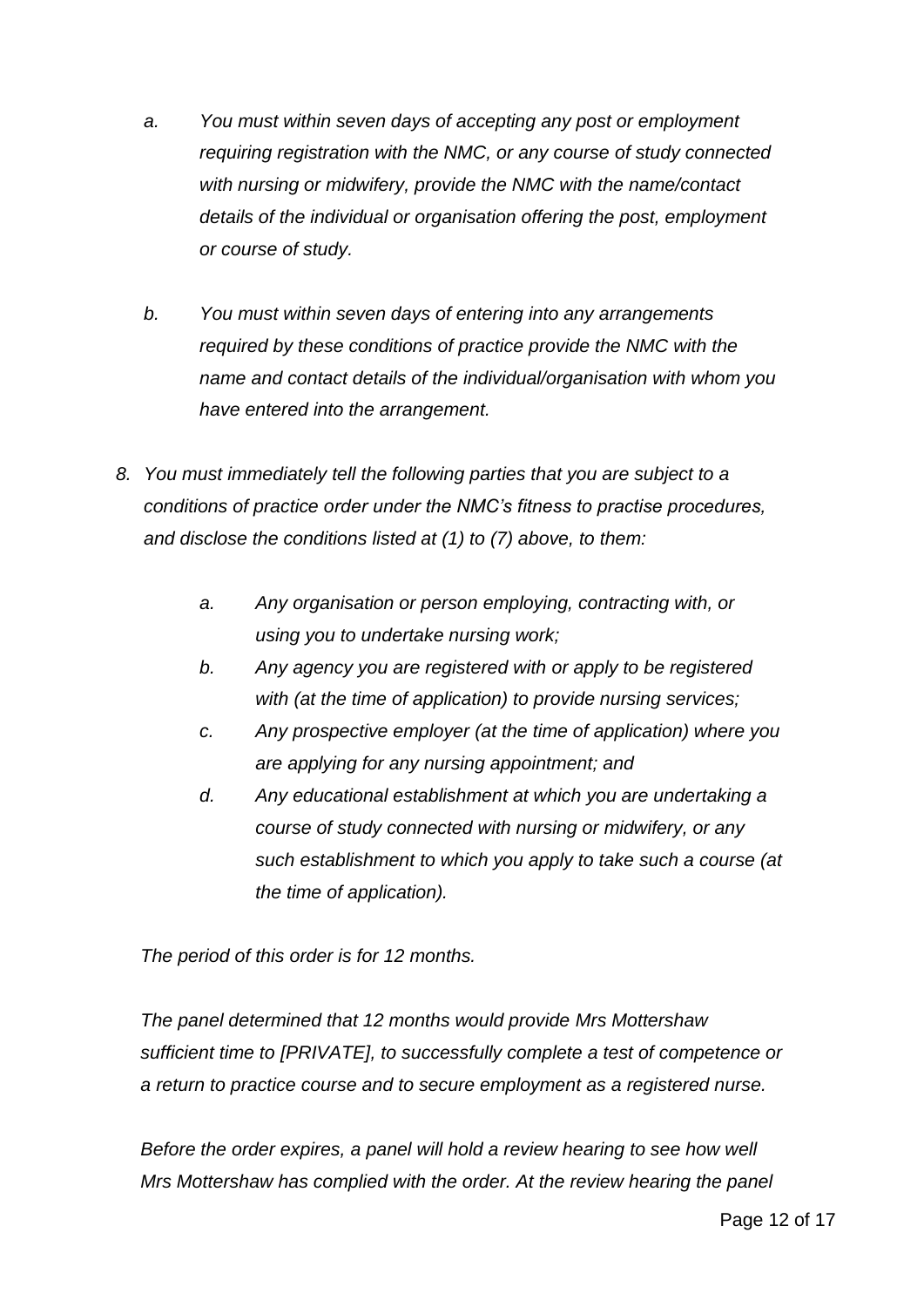*a. You must within seven days of accepting any post or employment requiring registration with the NMC, or any course of study connected with nursing or midwifery, provide the NMC with the name/contact details of the individual or organisation offering the post, employment or course of study.*

*b. You must within seven days of entering into any arrangements required by these conditions of practice provide the NMC with the name and contact details of the individual/organisation with whom you have entered into the arrangement.*

*8. You must immediately tell the following parties that you are subject to a conditions of practice order under the NMC's fitness to practise procedures, and disclose the conditions listed at (1) to (7) above, to them:*

*a. Any organisation or person employing, contracting with, or using you to undertake nursing work;*

*b. Any agency you are registered with or apply to be registered with (at the time of application) to provide nursing services;*

*c. Any prospective employer (at the time of application) where you are applying for any nursing appointment; and*

*d. Any educational establishment at which you are undertaking a course of study connected with nursing or midwifery, or any such establishment to which you apply to take such a course (at the time of application).*

*The period of this order is for 12 months.*

*The panel determined that 12 months would provide Mrs Mottershaw sufficient time to [PRIVATE], to successfully complete a test of competence or a return to practice course and to secure employment as a registered nurse.*

*Before the order expires, a panel will hold a review hearing to see how well Mrs Mottershaw has complied with the order. At the review hearing the panel*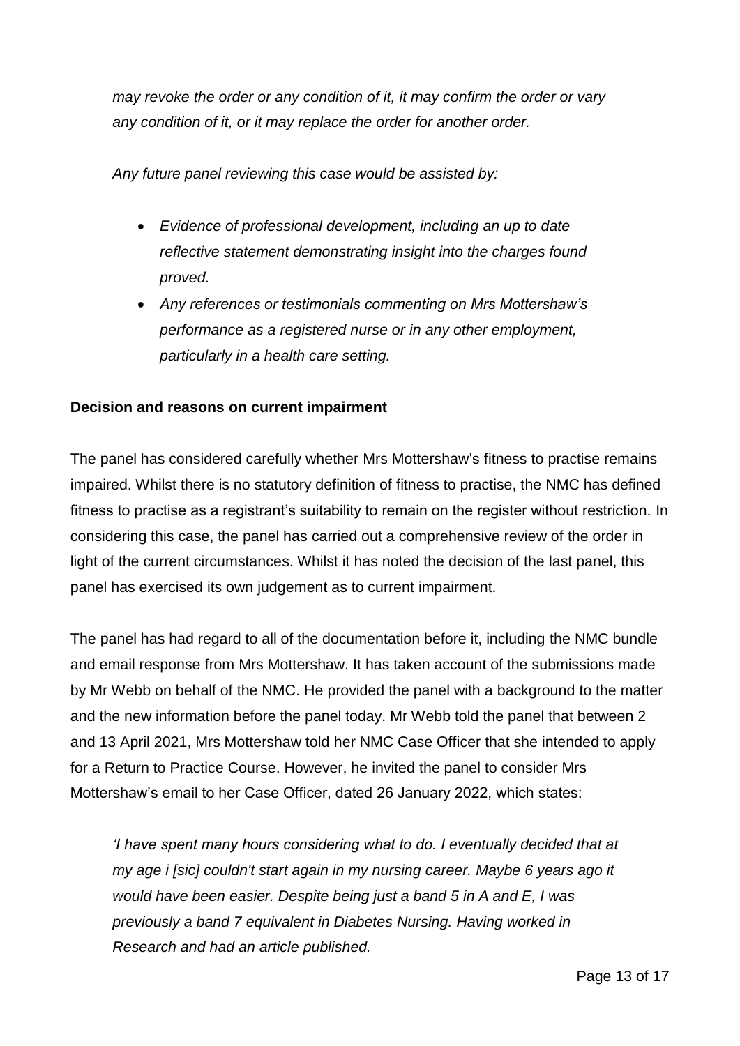*may revoke the order or any condition of it, it may confirm the order or vary any condition of it, or it may replace the order for another order.*

*Any future panel reviewing this case would be assisted by:*

- *Evidence of professional development, including an up to date reflective statement demonstrating insight into the charges found proved.*
- *Any references or testimonials commenting on Mrs Mottershaw's performance as a registered nurse or in any other employment, particularly in a health care setting.*

**Decision and reasons on current impairment**

The panel has considered carefully whether Mrs Mottershaw's fitness to practise remains impaired. Whilst there is no statutory definition of fitness to practise, the NMC has defined fitness to practise as a registrant's suitability to remain on the register without restriction. In considering this case, the panel has carried out a comprehensive review of the order in light of the current circumstances. Whilst it has noted the decision of the last panel, this panel has exercised its own judgement as to current impairment.

The panel has had regard to all of the documentation before it, including the NMC bundle and email response from Mrs Mottershaw. It has taken account of the submissions made by Mr Webb on behalf of the NMC. He provided the panel with a background to the matter and the new information before the panel today. Mr Webb told the panel that between 2 and 13 April 2021, Mrs Mottershaw told her NMC Case Officer that she intended to apply for a Return to Practice Course. However, he invited the panel to consider Mrs Mottershaw's email to her Case Officer, dated 26 January 2022, which states:

> *'I have spent many hours considering what to do. I eventually decided that at my age i [sic] couldn't start again in my nursing career. Maybe 6 years ago it would have been easier. Despite being just a band 5 in A and E, I was previously a band 7 equivalent in Diabetes Nursing. Having worked in Research and had an article published.*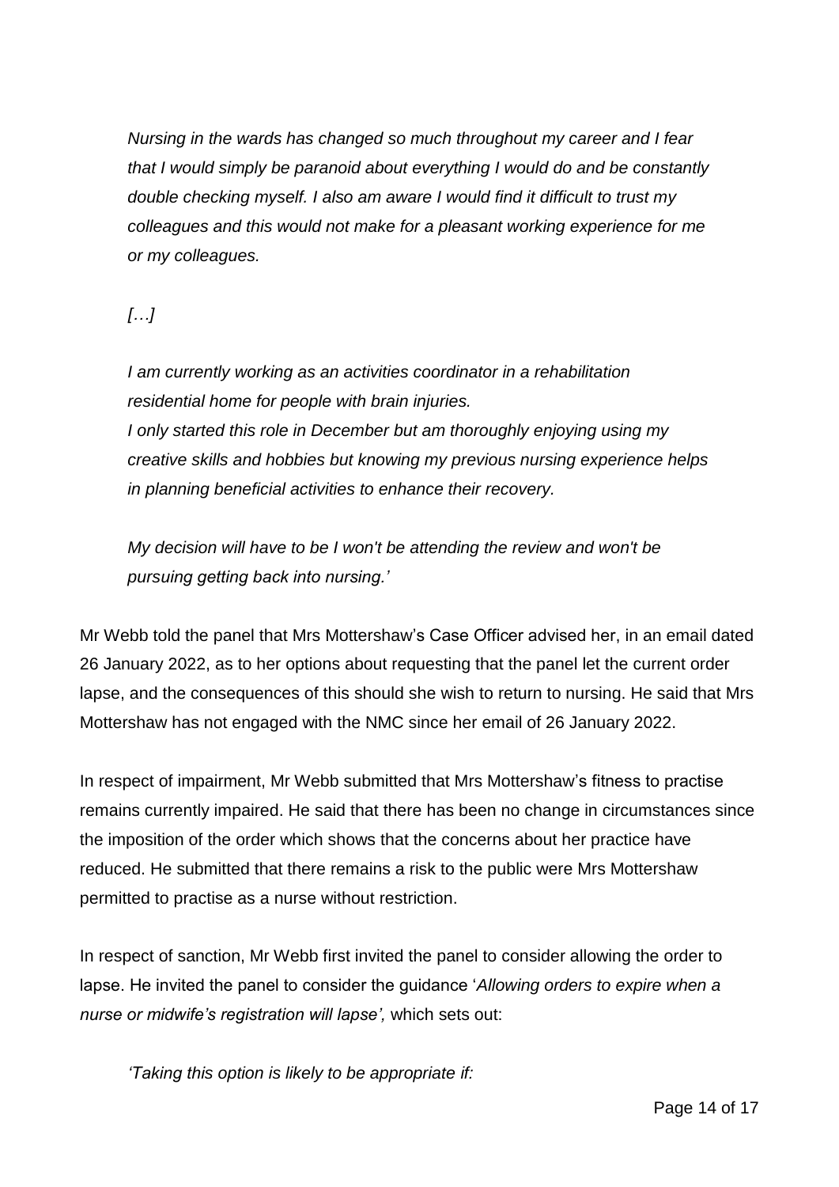*Nursing in the wards has changed so much throughout my career and I fear that I would simply be paranoid about everything I would do and be constantly double checking myself. I also am aware I would find it difficult to trust my colleagues and this would not make for a pleasant working experience for me or my colleagues.*

*[…]*

*I am currently working as an activities coordinator in a rehabilitation residential home for people with brain injuries.*
*I only started this role in December but am thoroughly enjoying using my creative skills and hobbies but knowing my previous nursing experience helps in planning beneficial activities to enhance their recovery.*

*My decision will have to be I won't be attending the review and won't be pursuing getting back into nursing.'*

Mr Webb told the panel that Mrs Mottershaw's Case Officer advised her, in an email dated 26 January 2022, as to her options about requesting that the panel let the current order lapse, and the consequences of this should she wish to return to nursing. He said that Mrs Mottershaw has not engaged with the NMC since her email of 26 January 2022.

In respect of impairment, Mr Webb submitted that Mrs Mottershaw's fitness to practise remains currently impaired. He said that there has been no change in circumstances since the imposition of the order which shows that the concerns about her practice have reduced. He submitted that there remains a risk to the public were Mrs Mottershaw permitted to practise as a nurse without restriction.

In respect of sanction, Mr Webb first invited the panel to consider allowing the order to lapse. He invited the panel to consider the guidance '*Allowing orders to expire when a nurse or midwife's registration will lapse',* which sets out:

*'Taking this option is likely to be appropriate if:*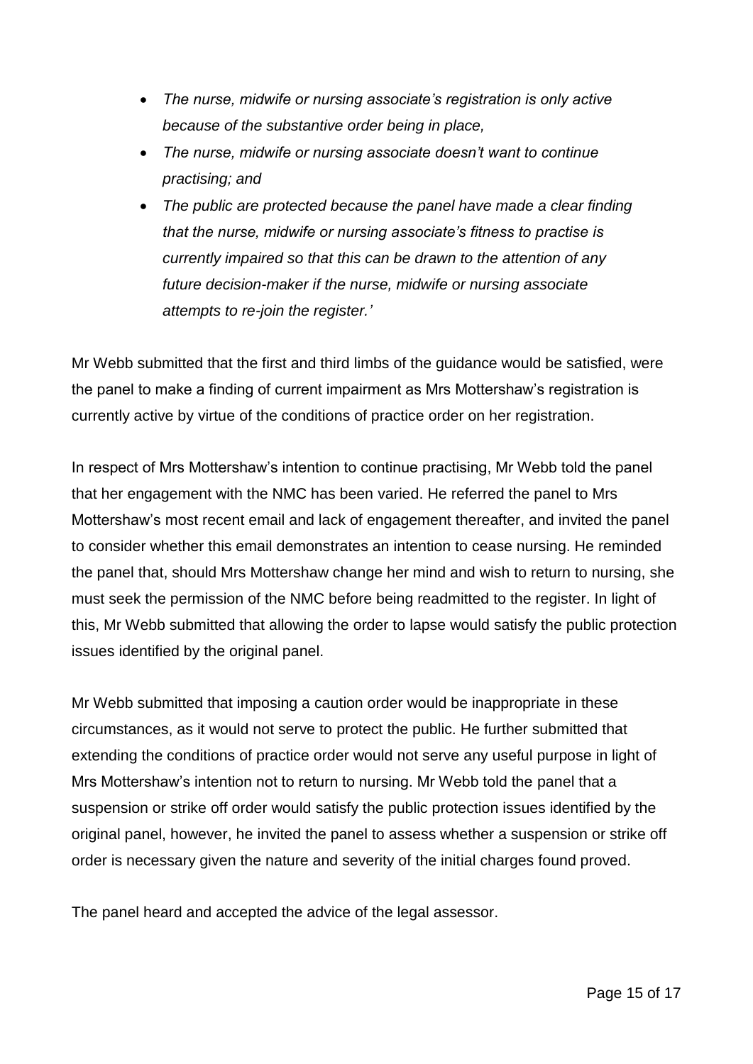- *The nurse, midwife or nursing associate's registration is only active because of the substantive order being in place,*
- *The nurse, midwife or nursing associate doesn't want to continue practising; and*
- *The public are protected because the panel have made a clear finding that the nurse, midwife or nursing associate's fitness to practise is currently impaired so that this can be drawn to the attention of any future decision-maker if the nurse, midwife or nursing associate attempts to re-join the register.'*

Mr Webb submitted that the first and third limbs of the guidance would be satisfied, were the panel to make a finding of current impairment as Mrs Mottershaw's registration is currently active by virtue of the conditions of practice order on her registration.

In respect of Mrs Mottershaw's intention to continue practising, Mr Webb told the panel that her engagement with the NMC has been varied. He referred the panel to Mrs Mottershaw's most recent email and lack of engagement thereafter, and invited the panel to consider whether this email demonstrates an intention to cease nursing. He reminded the panel that, should Mrs Mottershaw change her mind and wish to return to nursing, she must seek the permission of the NMC before being readmitted to the register. In light of this, Mr Webb submitted that allowing the order to lapse would satisfy the public protection issues identified by the original panel.

Mr Webb submitted that imposing a caution order would be inappropriate in these circumstances, as it would not serve to protect the public. He further submitted that extending the conditions of practice order would not serve any useful purpose in light of Mrs Mottershaw's intention not to return to nursing. Mr Webb told the panel that a suspension or strike off order would satisfy the public protection issues identified by the original panel, however, he invited the panel to assess whether a suspension or strike off order is necessary given the nature and severity of the initial charges found proved.

The panel heard and accepted the advice of the legal assessor.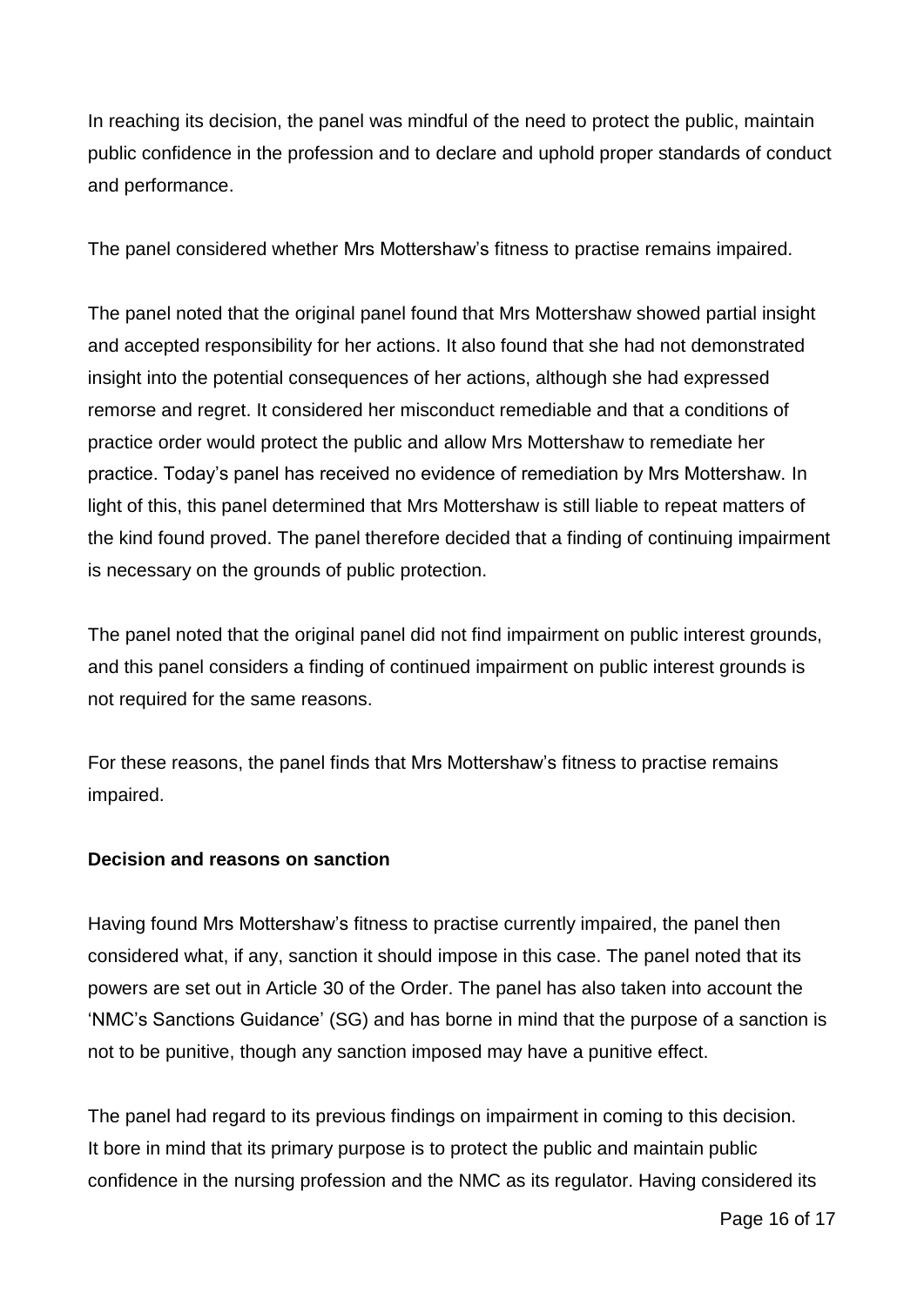In reaching its decision, the panel was mindful of the need to protect the public, maintain public confidence in the profession and to declare and uphold proper standards of conduct and performance.

The panel considered whether Mrs Mottershaw's fitness to practise remains impaired.

The panel noted that the original panel found that Mrs Mottershaw showed partial insight and accepted responsibility for her actions. It also found that she had not demonstrated insight into the potential consequences of her actions, although she had expressed remorse and regret. It considered her misconduct remediable and that a conditions of practice order would protect the public and allow Mrs Mottershaw to remediate her practice. Today's panel has received no evidence of remediation by Mrs Mottershaw. In light of this, this panel determined that Mrs Mottershaw is still liable to repeat matters of the kind found proved. The panel therefore decided that a finding of continuing impairment is necessary on the grounds of public protection.

The panel noted that the original panel did not find impairment on public interest grounds, and this panel considers a finding of continued impairment on public interest grounds is not required for the same reasons.

For these reasons, the panel finds that Mrs Mottershaw's fitness to practise remains impaired.

**Decision and reasons on sanction**

Having found Mrs Mottershaw's fitness to practise currently impaired, the panel then considered what, if any, sanction it should impose in this case. The panel noted that its powers are set out in Article 30 of the Order. The panel has also taken into account the 'NMC's Sanctions Guidance' (SG) and has borne in mind that the purpose of a sanction is not to be punitive, though any sanction imposed may have a punitive effect.

The panel had regard to its previous findings on impairment in coming to this decision. It bore in mind that its primary purpose is to protect the public and maintain public confidence in the nursing profession and the NMC as its regulator. Having considered its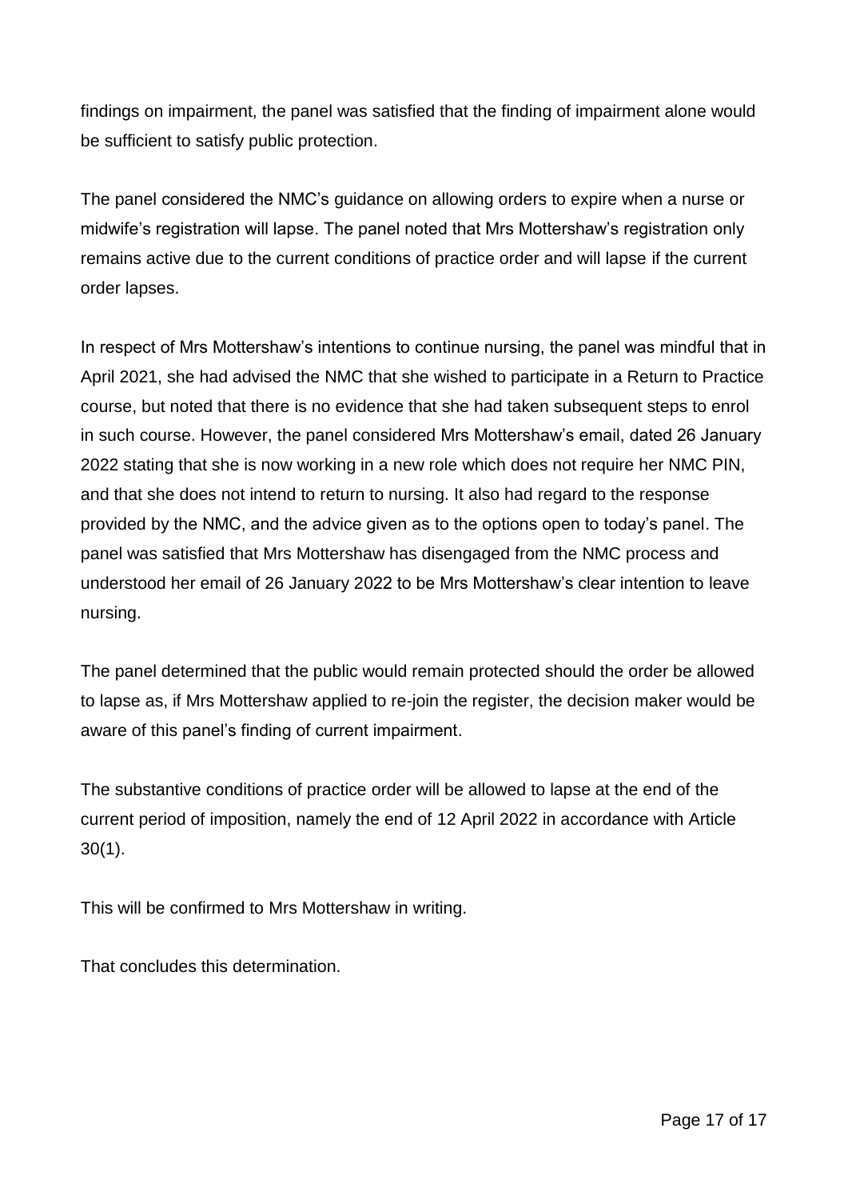findings on impairment, the panel was satisfied that the finding of impairment alone would be sufficient to satisfy public protection.

The panel considered the NMC's guidance on allowing orders to expire when a nurse or midwife's registration will lapse. The panel noted that Mrs Mottershaw's registration only remains active due to the current conditions of practice order and will lapse if the current order lapses.

In respect of Mrs Mottershaw's intentions to continue nursing, the panel was mindful that in April 2021, she had advised the NMC that she wished to participate in a Return to Practice course, but noted that there is no evidence that she had taken subsequent steps to enrol in such course. However, the panel considered Mrs Mottershaw's email, dated 26 January 2022 stating that she is now working in a new role which does not require her NMC PIN, and that she does not intend to return to nursing. It also had regard to the response provided by the NMC, and the advice given as to the options open to today's panel. The panel was satisfied that Mrs Mottershaw has disengaged from the NMC process and understood her email of 26 January 2022 to be Mrs Mottershaw's clear intention to leave nursing.

The panel determined that the public would remain protected should the order be allowed to lapse as, if Mrs Mottershaw applied to re-join the register, the decision maker would be aware of this panel's finding of current impairment.

The substantive conditions of practice order will be allowed to lapse at the end of the current period of imposition, namely the end of 12 April 2022 in accordance with Article 30(1).

This will be confirmed to Mrs Mottershaw in writing.

That concludes this determination.